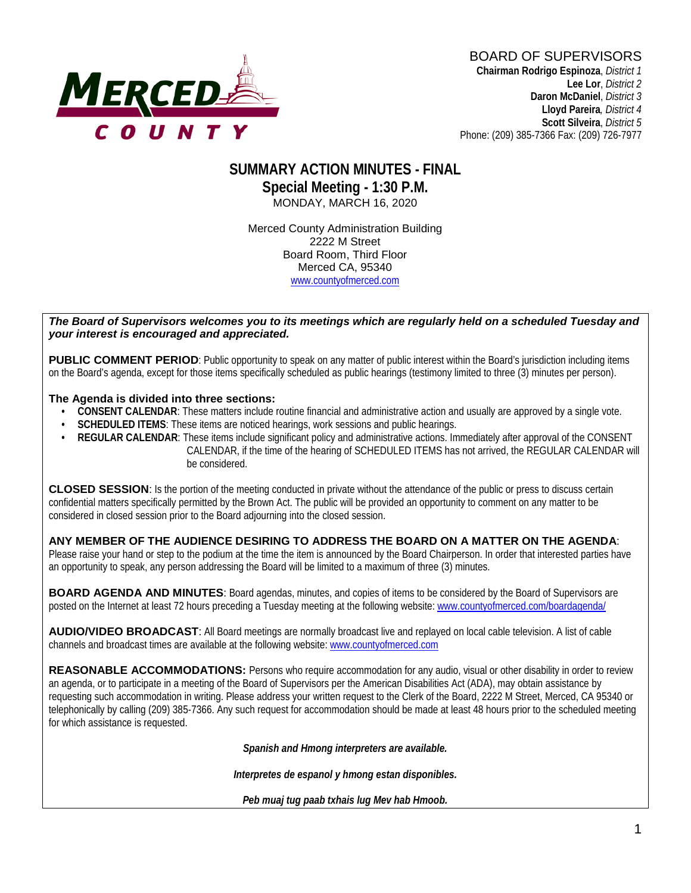**MERCED COUNTY**

BOARD OF SUPERVISORS
**Chairman Rodrigo Espinoza**, *District 1*
**Lee Lor**, *District 2*
**Daron McDaniel**, *District 3*
**Lloyd Pareira**, *District 4*
**Scott Silveira**, *District 5*
Phone: (209) 385-7366 Fax: (209) 726-7977

# SUMMARY ACTION MINUTES - FINAL
## Special Meeting - 1:30 P.M.
MONDAY, MARCH 16, 2020

Merced County Administration Building
2222 M Street
Board Room, Third Floor
Merced CA, 95340
www.countyofmerced.com

***The Board of Supervisors welcomes you to its meetings which are regularly held on a scheduled Tuesday and your interest is encouraged and appreciated.***

**PUBLIC COMMENT PERIOD**: Public opportunity to speak on any matter of public interest within the Board's jurisdiction including items on the Board's agenda, except for those items specifically scheduled as public hearings (testimony limited to three (3) minutes per person).

**The Agenda is divided into three sections:**

- **CONSENT CALENDAR**: These matters include routine financial and administrative action and usually are approved by a single vote.
- **SCHEDULED ITEMS**: These items are noticed hearings, work sessions and public hearings.
- **REGULAR CALENDAR**: These items include significant policy and administrative actions. Immediately after approval of the CONSENT CALENDAR, if the time of the hearing of SCHEDULED ITEMS has not arrived, the REGULAR CALENDAR will be considered.

**CLOSED SESSION**: Is the portion of the meeting conducted in private without the attendance of the public or press to discuss certain confidential matters specifically permitted by the Brown Act. The public will be provided an opportunity to comment on any matter to be considered in closed session prior to the Board adjourning into the closed session.

**ANY MEMBER OF THE AUDIENCE DESIRING TO ADDRESS THE BOARD ON A MATTER ON THE AGENDA**: Please raise your hand or step to the podium at the time the item is announced by the Board Chairperson. In order that interested parties have an opportunity to speak, any person addressing the Board will be limited to a maximum of three (3) minutes.

**BOARD AGENDA AND MINUTES**: Board agendas, minutes, and copies of items to be considered by the Board of Supervisors are posted on the Internet at least 72 hours preceding a Tuesday meeting at the following website: www.countyofmerced.com/boardagenda/

**AUDIO/VIDEO BROADCAST**: All Board meetings are normally broadcast live and replayed on local cable television. A list of cable channels and broadcast times are available at the following website: www.countyofmerced.com

**REASONABLE ACCOMMODATIONS:** Persons who require accommodation for any audio, visual or other disability in order to review an agenda, or to participate in a meeting of the Board of Supervisors per the American Disabilities Act (ADA), may obtain assistance by requesting such accommodation in writing. Please address your written request to the Clerk of the Board, 2222 M Street, Merced, CA 95340 or telephonically by calling (209) 385-7366. Any such request for accommodation should be made at least 48 hours prior to the scheduled meeting for which assistance is requested.

***Spanish and Hmong interpreters are available.***

***Interpretes de espanol y hmong estan disponibles.***

***Peb muaj tug paab txhais lug Mev hab Hmoob.***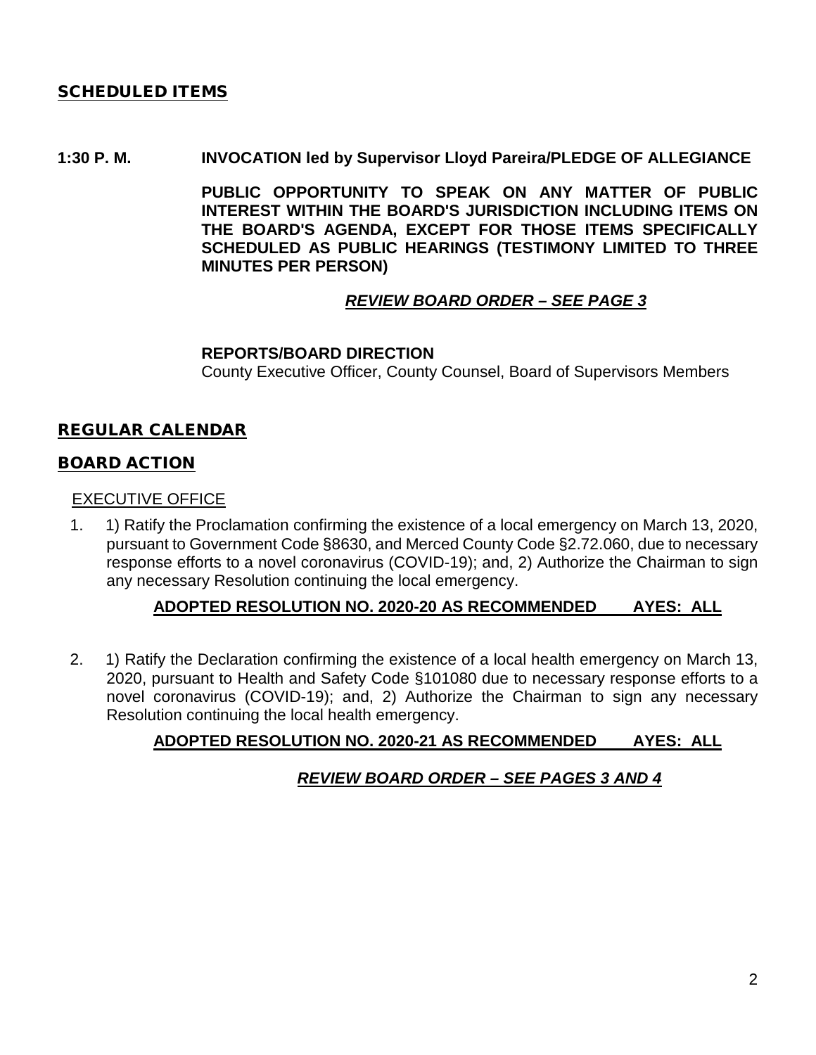## SCHEDULED ITEMS

**1:30 P. M. INVOCATION led by Supervisor Lloyd Pareira/PLEDGE OF ALLEGIANCE**

**PUBLIC OPPORTUNITY TO SPEAK ON ANY MATTER OF PUBLIC INTEREST WITHIN THE BOARD'S JURISDICTION INCLUDING ITEMS ON THE BOARD'S AGENDA, EXCEPT FOR THOSE ITEMS SPECIFICALLY SCHEDULED AS PUBLIC HEARINGS (TESTIMONY LIMITED TO THREE MINUTES PER PERSON)**

***REVIEW BOARD ORDER – SEE PAGE 3***

**REPORTS/BOARD DIRECTION**

County Executive Officer, County Counsel, Board of Supervisors Members

## REGULAR CALENDAR

## BOARD ACTION

EXECUTIVE OFFICE

1. 1) Ratify the Proclamation confirming the existence of a local emergency on March 13, 2020, pursuant to Government Code §8630, and Merced County Code §2.72.060, due to necessary response efforts to a novel coronavirus (COVID-19); and, 2) Authorize the Chairman to sign any necessary Resolution continuing the local emergency.

   **ADOPTED RESOLUTION NO. 2020-20 AS RECOMMENDED AYES: ALL**

2. 1) Ratify the Declaration confirming the existence of a local health emergency on March 13, 2020, pursuant to Health and Safety Code §101080 due to necessary response efforts to a novel coronavirus (COVID-19); and, 2) Authorize the Chairman to sign any necessary Resolution continuing the local health emergency.

   **ADOPTED RESOLUTION NO. 2020-21 AS RECOMMENDED AYES: ALL**

   ***REVIEW BOARD ORDER – SEE PAGES 3 AND 4***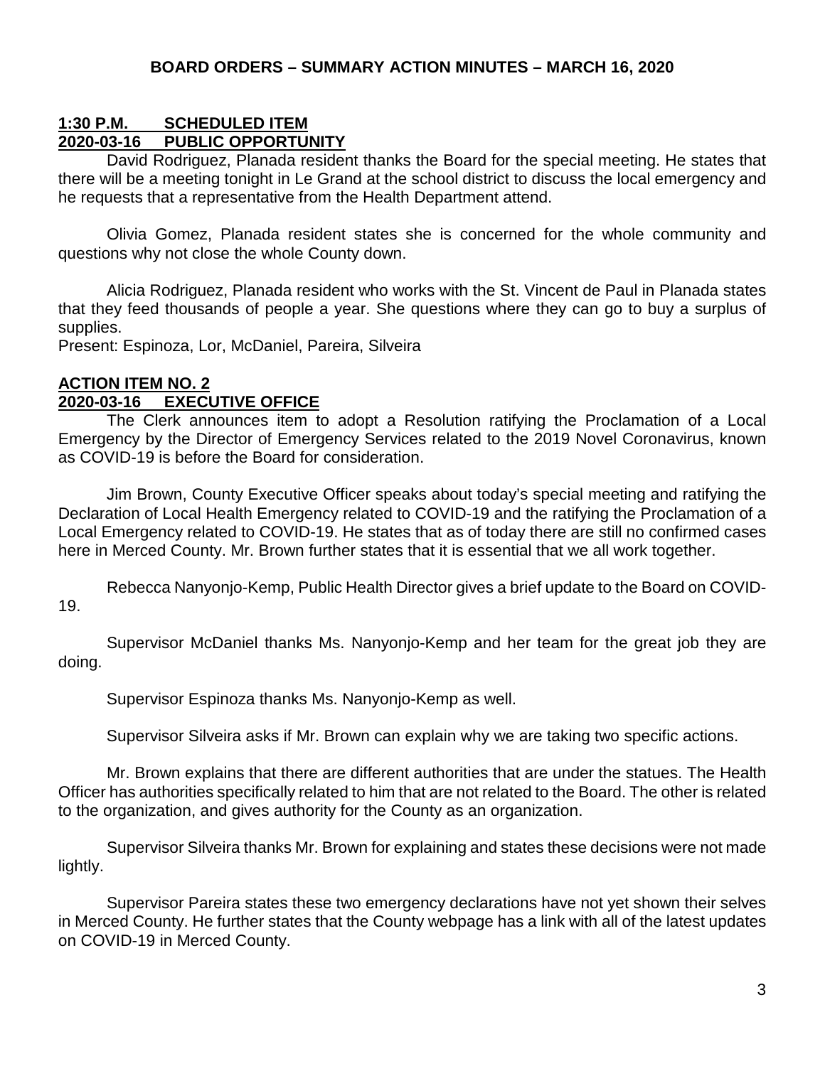## BOARD ORDERS – SUMMARY ACTION MINUTES – MARCH 16, 2020

**1:30 P.M. SCHEDULED ITEM**
**2020-03-16 PUBLIC OPPORTUNITY**

David Rodriguez, Planada resident thanks the Board for the special meeting. He states that there will be a meeting tonight in Le Grand at the school district to discuss the local emergency and he requests that a representative from the Health Department attend.

Olivia Gomez, Planada resident states she is concerned for the whole community and questions why not close the whole County down.

Alicia Rodriguez, Planada resident who works with the St. Vincent de Paul in Planada states that they feed thousands of people a year. She questions where they can go to buy a surplus of supplies.
Present: Espinoza, Lor, McDaniel, Pareira, Silveira

**ACTION ITEM NO. 2**
**2020-03-16 EXECUTIVE OFFICE**

The Clerk announces item to adopt a Resolution ratifying the Proclamation of a Local Emergency by the Director of Emergency Services related to the 2019 Novel Coronavirus, known as COVID-19 is before the Board for consideration.

Jim Brown, County Executive Officer speaks about today's special meeting and ratifying the Declaration of Local Health Emergency related to COVID-19 and the ratifying the Proclamation of a Local Emergency related to COVID-19. He states that as of today there are still no confirmed cases here in Merced County. Mr. Brown further states that it is essential that we all work together.

Rebecca Nanyonjo-Kemp, Public Health Director gives a brief update to the Board on COVID-19.

Supervisor McDaniel thanks Ms. Nanyonjo-Kemp and her team for the great job they are doing.

Supervisor Espinoza thanks Ms. Nanyonjo-Kemp as well.

Supervisor Silveira asks if Mr. Brown can explain why we are taking two specific actions.

Mr. Brown explains that there are different authorities that are under the statues. The Health Officer has authorities specifically related to him that are not related to the Board. The other is related to the organization, and gives authority for the County as an organization.

Supervisor Silveira thanks Mr. Brown for explaining and states these decisions were not made lightly.

Supervisor Pareira states these two emergency declarations have not yet shown their selves in Merced County. He further states that the County webpage has a link with all of the latest updates on COVID-19 in Merced County.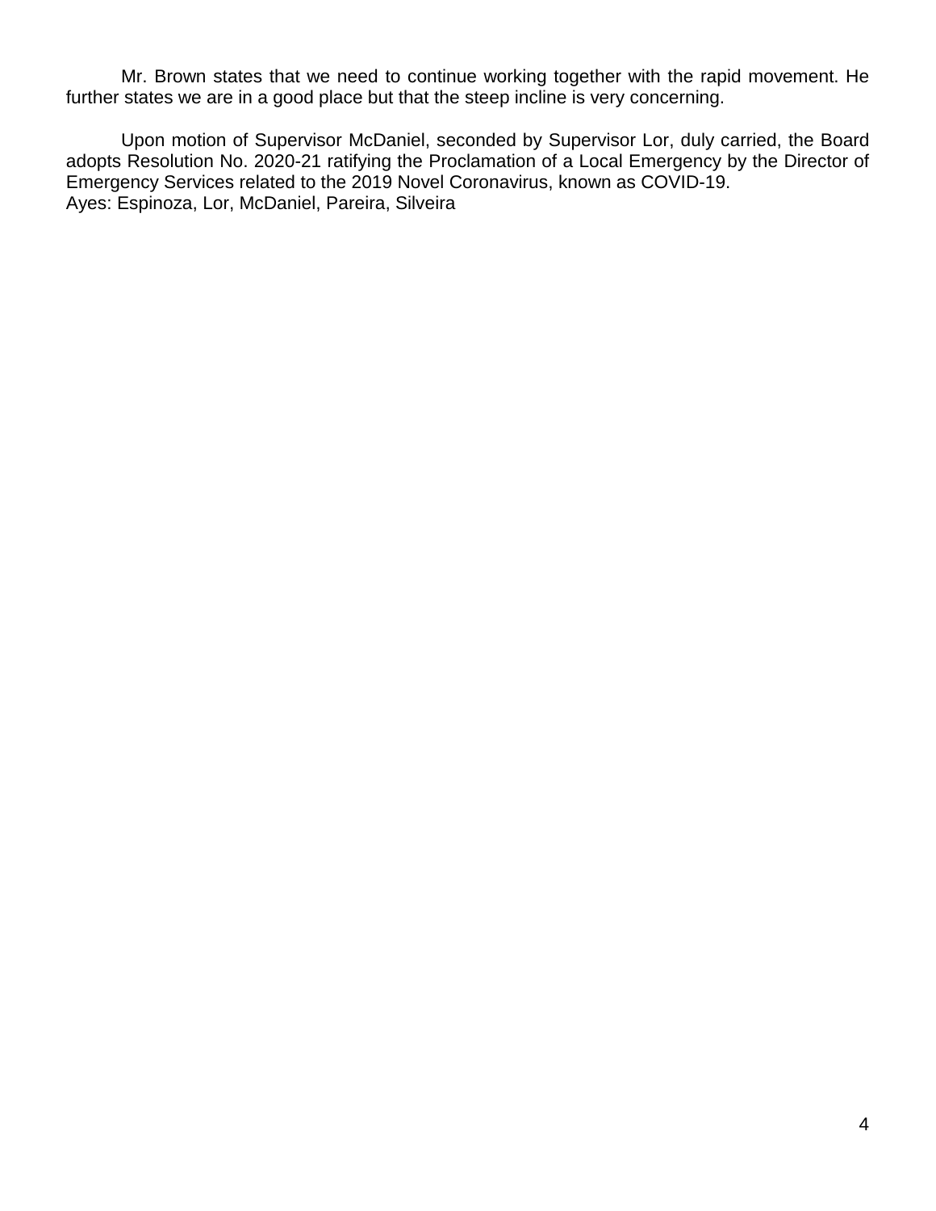Mr. Brown states that we need to continue working together with the rapid movement. He further states we are in a good place but that the steep incline is very concerning.

Upon motion of Supervisor McDaniel, seconded by Supervisor Lor, duly carried, the Board adopts Resolution No. 2020-21 ratifying the Proclamation of a Local Emergency by the Director of Emergency Services related to the 2019 Novel Coronavirus, known as COVID-19.
Ayes: Espinoza, Lor, McDaniel, Pareira, Silveira